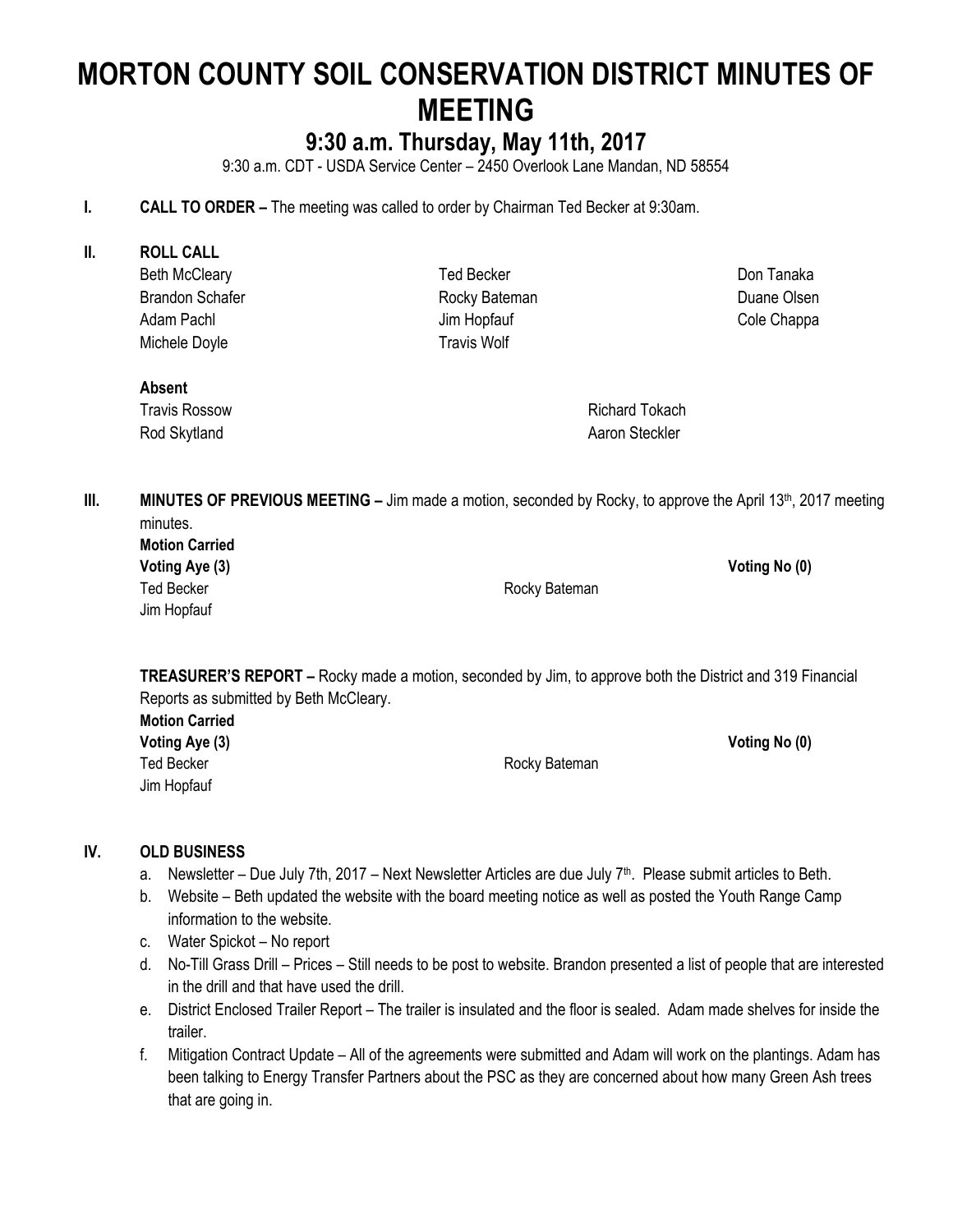# MORTON COUNTY SOIL CONSERVATION DISTRICT MINUTES OF MEETING

## 9:30 a.m. Thursday, May 11th, 2017

9:30 a.m. CDT - USDA Service Center – 2450 Overlook Lane Mandan, ND 58554

**I. CALL TO ORDER –** The meeting was called to order by Chairman Ted Becker at 9:30am.

**II. ROLL CALL**

| | | |
|---|---|---|
| Beth McCleary | Ted Becker | Don Tanaka |
| Brandon Schafer | Rocky Bateman | Duane Olsen |
| Adam Pachl | Jim Hopfauf | Cole Chappa |
| Michele Doyle | Travis Wolf | |

**Absent**

| | |
|---|---|
| Travis Rossow | Richard Tokach |
| Rod Skytland | Aaron Steckler |

**III. MINUTES OF PREVIOUS MEETING –** Jim made a motion, seconded by Rocky, to approve the April 13th, 2017 meeting minutes.

**Motion Carried**

**Voting Aye (3)** **Voting No (0)**

Ted Becker
Rocky Bateman
Jim Hopfauf

**TREASURER'S REPORT –** Rocky made a motion, seconded by Jim, to approve both the District and 319 Financial Reports as submitted by Beth McCleary.

**Motion Carried**

**Voting Aye (3)** **Voting No (0)**

Ted Becker
Rocky Bateman
Jim Hopfauf

**IV. OLD BUSINESS**

a. Newsletter – Due July 7th, 2017 – Next Newsletter Articles are due July 7th. Please submit articles to Beth.
b. Website – Beth updated the website with the board meeting notice as well as posted the Youth Range Camp information to the website.
c. Water Spickot – No report
d. No-Till Grass Drill – Prices – Still needs to be post to website. Brandon presented a list of people that are interested in the drill and that have used the drill.
e. District Enclosed Trailer Report – The trailer is insulated and the floor is sealed. Adam made shelves for inside the trailer.
f. Mitigation Contract Update – All of the agreements were submitted and Adam will work on the plantings. Adam has been talking to Energy Transfer Partners about the PSC as they are concerned about how many Green Ash trees that are going in.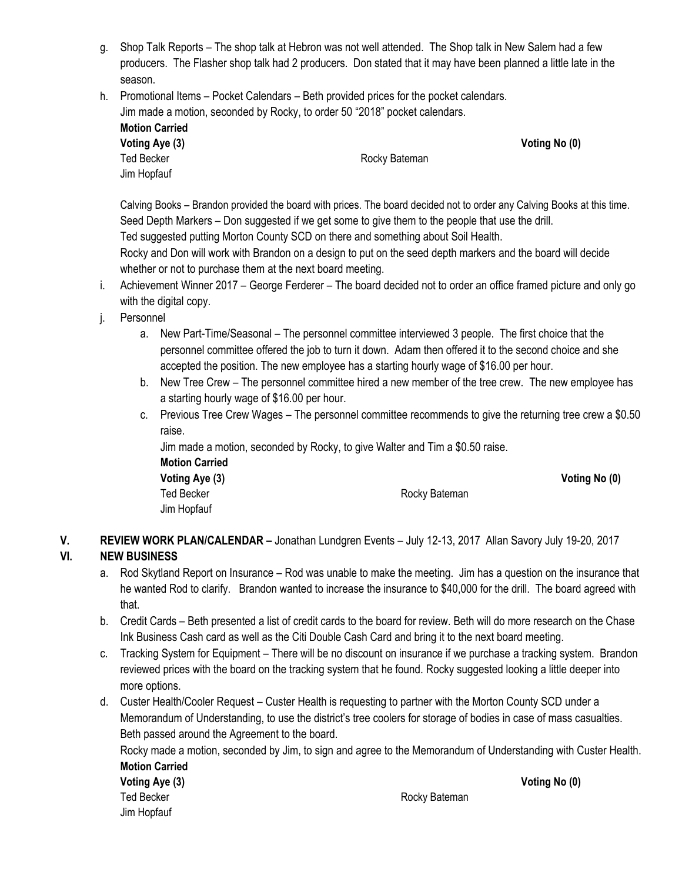g. Shop Talk Reports – The shop talk at Hebron was not well attended. The Shop talk in New Salem had a few producers. The Flasher shop talk had 2 producers. Don stated that it may have been planned a little late in the season.

h. Promotional Items – Pocket Calendars – Beth provided prices for the pocket calendars.
Jim made a motion, seconded by Rocky, to order 50 "2018" pocket calendars.
**Motion Carried**
**Voting Aye (3)** **Voting No (0)**
Ted Becker Rocky Bateman
Jim Hopfauf

Calving Books – Brandon provided the board with prices. The board decided not to order any Calving Books at this time.
Seed Depth Markers – Don suggested if we get some to give them to the people that use the drill.
Ted suggested putting Morton County SCD on there and something about Soil Health.
Rocky and Don will work with Brandon on a design to put on the seed depth markers and the board will decide whether or not to purchase them at the next board meeting.

i. Achievement Winner 2017 – George Ferderer – The board decided not to order an office framed picture and only go with the digital copy.

j. Personnel
   a. New Part-Time/Seasonal – The personnel committee interviewed 3 people. The first choice that the personnel committee offered the job to turn it down. Adam then offered it to the second choice and she accepted the position. The new employee has a starting hourly wage of $16.00 per hour.
   b. New Tree Crew – The personnel committee hired a new member of the tree crew. The new employee has a starting hourly wage of $16.00 per hour.
   c. Previous Tree Crew Wages – The personnel committee recommends to give the returning tree crew a $0.50 raise.
   Jim made a motion, seconded by Rocky, to give Walter and Tim a $0.50 raise.
   **Motion Carried**
   **Voting Aye (3)** **Voting No (0)**
   Ted Becker Rocky Bateman
   Jim Hopfauf

## V. REVIEW WORK PLAN/CALENDAR – Jonathan Lundgren Events – July 12-13, 2017 Allan Savory July 19-20, 2017

## VI. NEW BUSINESS

a. Rod Skytland Report on Insurance – Rod was unable to make the meeting. Jim has a question on the insurance that he wanted Rod to clarify. Brandon wanted to increase the insurance to $40,000 for the drill. The board agreed with that.

b. Credit Cards – Beth presented a list of credit cards to the board for review. Beth will do more research on the Chase Ink Business Cash card as well as the Citi Double Cash Card and bring it to the next board meeting.

c. Tracking System for Equipment – There will be no discount on insurance if we purchase a tracking system. Brandon reviewed prices with the board on the tracking system that he found. Rocky suggested looking a little deeper into more options.

d. Custer Health/Cooler Request – Custer Health is requesting to partner with the Morton County SCD under a Memorandum of Understanding, to use the district's tree coolers for storage of bodies in case of mass casualties. Beth passed around the Agreement to the board.
Rocky made a motion, seconded by Jim, to sign and agree to the Memorandum of Understanding with Custer Health.
**Motion Carried**
**Voting Aye (3)** **Voting No (0)**
Ted Becker Rocky Bateman
Jim Hopfauf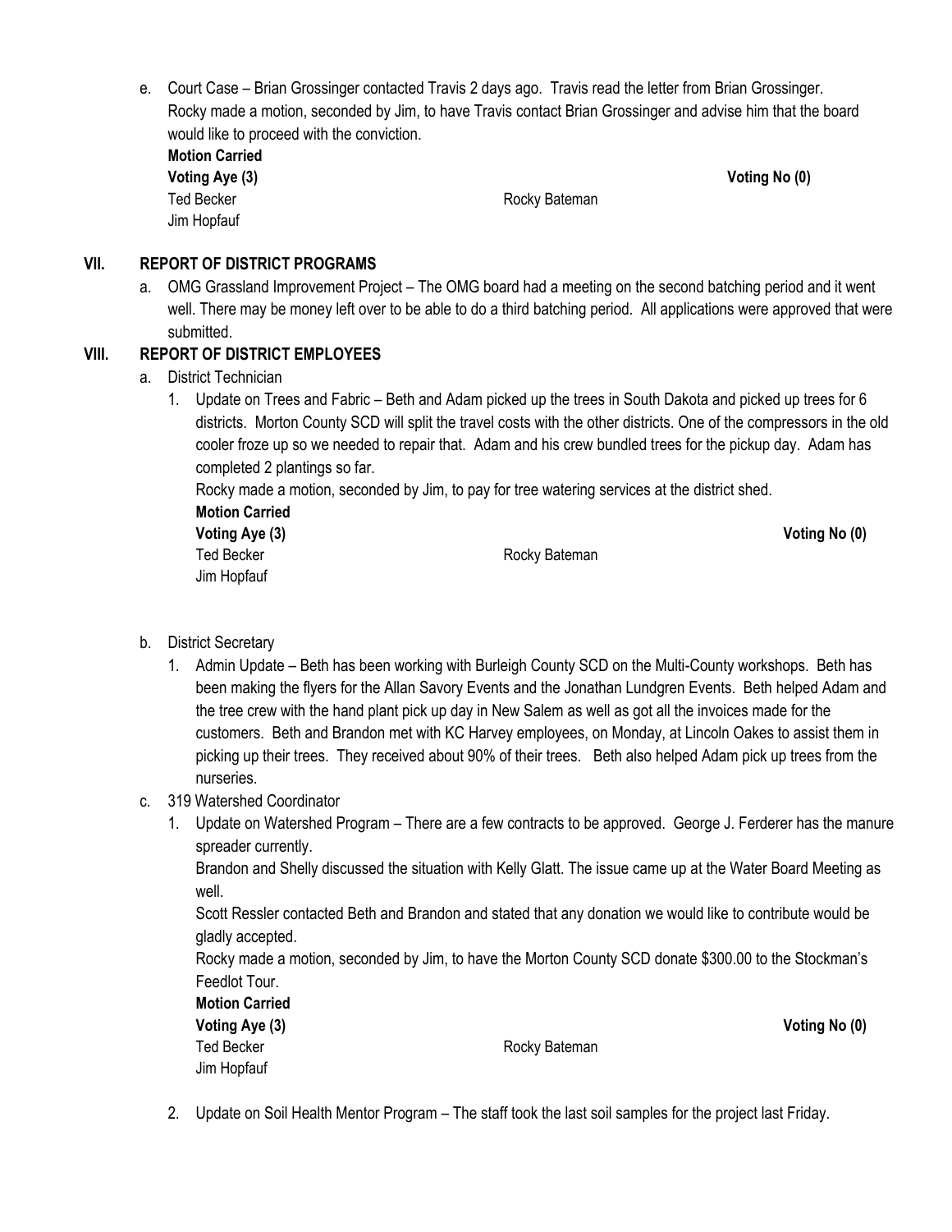e. Court Case – Brian Grossinger contacted Travis 2 days ago. Travis read the letter from Brian Grossinger. Rocky made a motion, seconded by Jim, to have Travis contact Brian Grossinger and advise him that the board would like to proceed with the conviction.

**Motion Carried**

| **Voting Aye (3)** | | **Voting No (0)** |
|---|---|---|
| Ted Becker | Rocky Bateman | |
| Jim Hopfauf | | |

## VII. REPORT OF DISTRICT PROGRAMS

a. OMG Grassland Improvement Project – The OMG board had a meeting on the second batching period and it went well. There may be money left over to be able to do a third batching period. All applications were approved that were submitted.

## VIII. REPORT OF DISTRICT EMPLOYEES

a. District Technician

1. Update on Trees and Fabric – Beth and Adam picked up the trees in South Dakota and picked up trees for 6 districts. Morton County SCD will split the travel costs with the other districts. One of the compressors in the old cooler froze up so we needed to repair that. Adam and his crew bundled trees for the pickup day. Adam has completed 2 plantings so far.

   Rocky made a motion, seconded by Jim, to pay for tree watering services at the district shed.

   **Motion Carried**

   | **Voting Aye (3)** | | **Voting No (0)** |
   |---|---|---|
   | Ted Becker | Rocky Bateman | |
   | Jim Hopfauf | | |

b. District Secretary

1. Admin Update – Beth has been working with Burleigh County SCD on the Multi-County workshops. Beth has been making the flyers for the Allan Savory Events and the Jonathan Lundgren Events. Beth helped Adam and the tree crew with the hand plant pick up day in New Salem as well as got all the invoices made for the customers. Beth and Brandon met with KC Harvey employees, on Monday, at Lincoln Oakes to assist them in picking up their trees. They received about 90% of their trees. Beth also helped Adam pick up trees from the nurseries.

c. 319 Watershed Coordinator

1. Update on Watershed Program – There are a few contracts to be approved. George J. Ferderer has the manure spreader currently.

   Brandon and Shelly discussed the situation with Kelly Glatt. The issue came up at the Water Board Meeting as well.

   Scott Ressler contacted Beth and Brandon and stated that any donation we would like to contribute would be gladly accepted.

   Rocky made a motion, seconded by Jim, to have the Morton County SCD donate $300.00 to the Stockman's Feedlot Tour.

   **Motion Carried**

   | **Voting Aye (3)** | | **Voting No (0)** |
   |---|---|---|
   | Ted Becker | Rocky Bateman | |
   | Jim Hopfauf | | |

2. Update on Soil Health Mentor Program – The staff took the last soil samples for the project last Friday.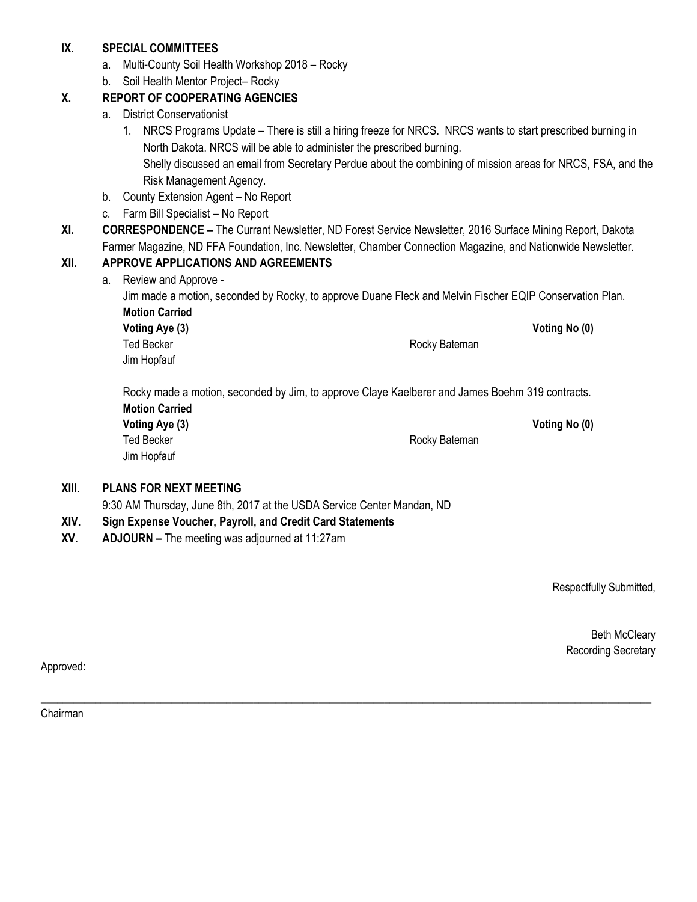**IX. SPECIAL COMMITTEES**

a. Multi-County Soil Health Workshop 2018 – Rocky
b. Soil Health Mentor Project– Rocky

**X. REPORT OF COOPERATING AGENCIES**

a. District Conservationist
   1. NRCS Programs Update – There is still a hiring freeze for NRCS. NRCS wants to start prescribed burning in North Dakota. NRCS will be able to administer the prescribed burning.
      Shelly discussed an email from Secretary Perdue about the combining of mission areas for NRCS, FSA, and the Risk Management Agency.
b. County Extension Agent – No Report
c. Farm Bill Specialist – No Report

**XI. CORRESPONDENCE –** The Currant Newsletter, ND Forest Service Newsletter, 2016 Surface Mining Report, Dakota Farmer Magazine, ND FFA Foundation, Inc. Newsletter, Chamber Connection Magazine, and Nationwide Newsletter.

**XII. APPROVE APPLICATIONS AND AGREEMENTS**

a. Review and Approve -

Jim made a motion, seconded by Rocky, to approve Duane Fleck and Melvin Fischer EQIP Conservation Plan.

**Motion Carried**

| **Voting Aye (3)** | | **Voting No (0)** |
|---|---|---|
| Ted Becker | Rocky Bateman | |
| Jim Hopfauf | | |

Rocky made a motion, seconded by Jim, to approve Claye Kaelberer and James Boehm 319 contracts.

**Motion Carried**

| **Voting Aye (3)** | | **Voting No (0)** |
|---|---|---|
| Ted Becker | Rocky Bateman | |
| Jim Hopfauf | | |

**XIII. PLANS FOR NEXT MEETING**

9:30 AM Thursday, June 8th, 2017 at the USDA Service Center Mandan, ND

**XIV. Sign Expense Voucher, Payroll, and Credit Card Statements**

**XV. ADJOURN –** The meeting was adjourned at 11:27am

Respectfully Submitted,

Beth McCleary
Recording Secretary

Approved:

\_\_\_\_\_\_\_\_\_\_\_\_\_\_\_\_\_\_\_\_\_\_\_\_\_\_\_\_\_\_\_\_\_\_\_\_\_\_\_\_

Chairman